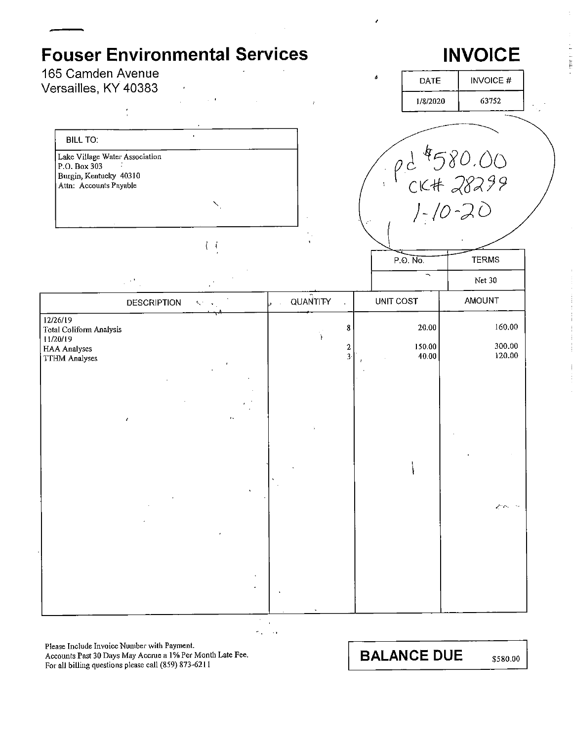# Fouser Environmental Services

165 Camden Avenue
Versailles, KY 40383

# INVOICE

| DATE | INVOICE # |
|---|---|
| 1/8/2020 | 63752 |

pd $580.00
CK# 28299
1-10-20

| BILL TO: |
|---|
| Lake Village Water Association<br>P.O. Box 303<br>Burgin, Kentucky 40310<br>Attn: Accounts Payable |

| P.O. No. | TERMS |
|---|---|
| | Net 30 |

| DESCRIPTION | QUANTITY | UNIT COST | AMOUNT |
|---|---|---|---|
| 12/26/19 | | | |
| Total Coliform Analysis | 8 | 20.00 | 160.00 |
| 11/20/19 | | | |
| HAA Analyses | 2 | 150.00 | 300.00 |
| TTHM Analyses | 3 | 40.00 | 120.00 |

Please Include Invoice Number with Payment.
Accounts Past 30 Days May Accrue a 1% Per Month Late Fee.
For all billing questions please call (859) 873-6211

**BALANCE DUE** $580.00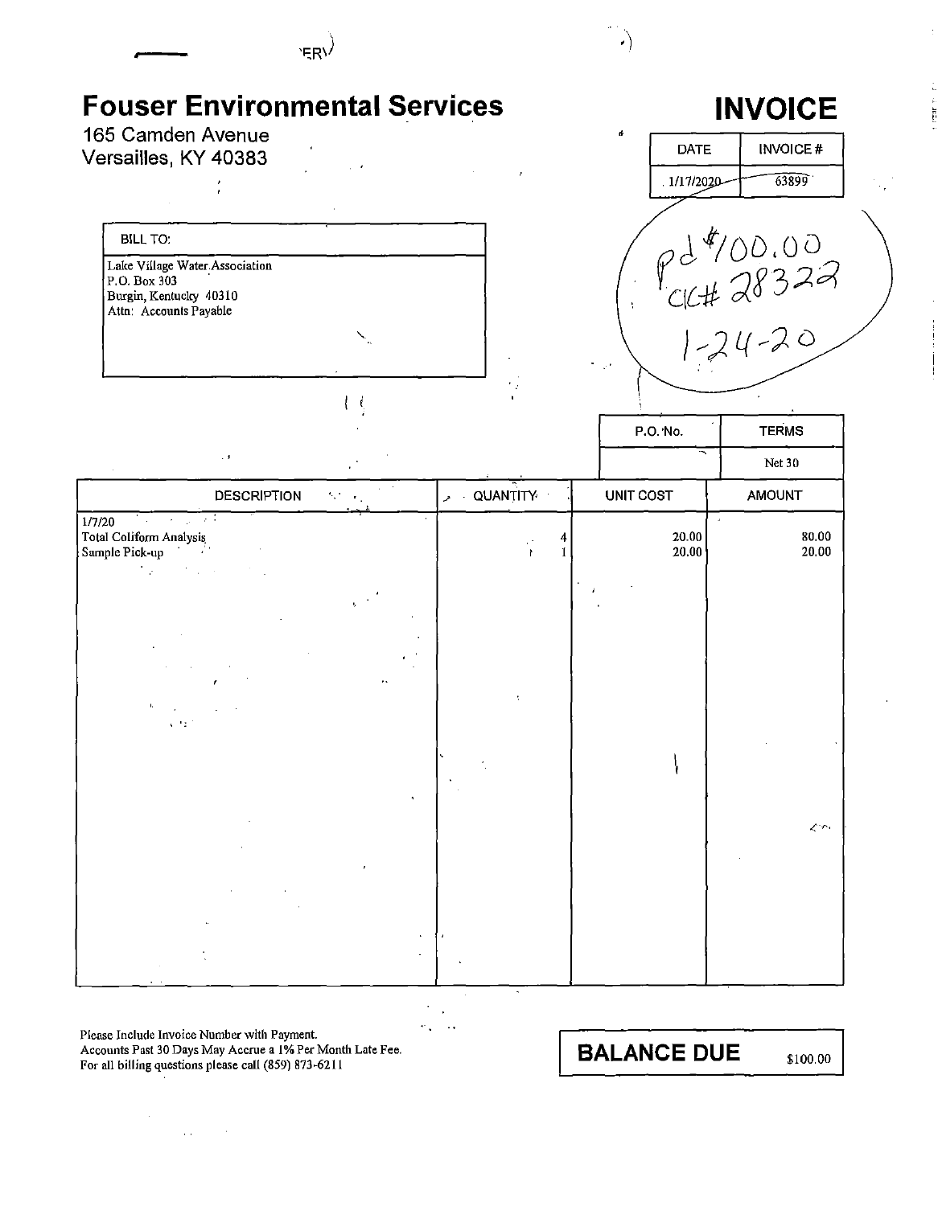# Fouser Environmental Services

165 Camden Avenue
Versailles, KY 40383

# INVOICE

| DATE | INVOICE # |
|---|---|
| 1/17/2020 | 63899 |

Pd $100.00
Ck# 28322
1-24-20

| BILL TO: |
|---|
| Lake Village Water Association<br>P.O. Box 303<br>Burgin, Kentucky 40310<br>Attn: Accounts Payable |

| P.O. No. | TERMS |
|---|---|
| | Net 30 |

| DESCRIPTION | QUANTITY | UNIT COST | AMOUNT |
|---|---|---|---|
| 1/7/20 | | | |
| Total Coliform Analysis | 4 | 20.00 | 80.00 |
| Sample Pick-up | 1 | 20.00 | 20.00 |

Please Include Invoice Number with Payment.
Accounts Past 30 Days May Accrue a 1% Per Month Late Fee.
For all billing questions please call (859) 873-6211

**BALANCE DUE** $100.00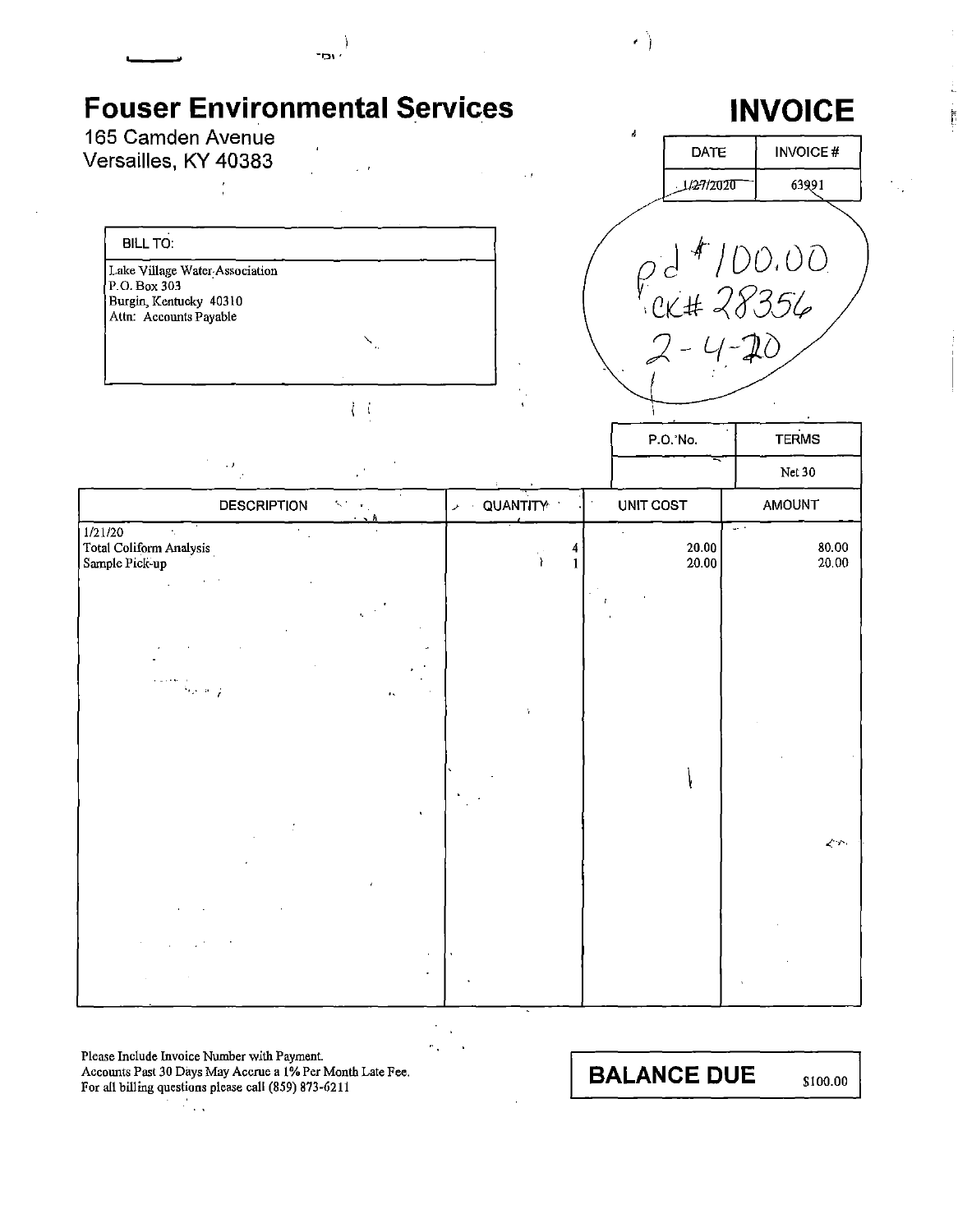# Fouser Environmental Services

165 Camden Avenue
Versailles, KY 40383

# INVOICE

| DATE | INVOICE # |
|---|---|
| 1/27/2020 | 63991 |

Pd $100.00
CK# 28356
2-4-20

**BILL TO:**

Lake Village Water Association
P.O. Box 303
Burgin, Kentucky 40310
Attn: Accounts Payable

| P.O. No. | TERMS |
|---|---|
| | Net 30 |

| DESCRIPTION | QUANTITY | UNIT COST | AMOUNT |
|---|---|---|---|
| 1/21/20 | | | |
| Total Coliform Analysis | 4 | 20.00 | 80.00 |
| Sample Pick-up | 1 | 20.00 | 20.00 |

Please Include Invoice Number with Payment.
Accounts Past 30 Days May Accrue a 1% Per Month Late Fee.
For all billing questions please call (859) 873-6211

**BALANCE DUE** $100.00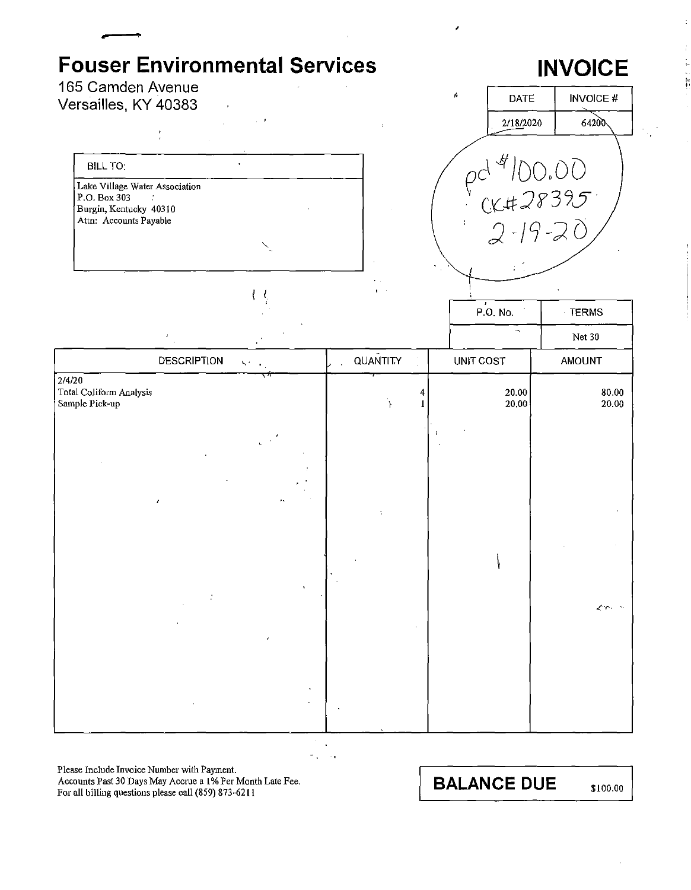# Fouser Environmental Services

165 Camden Avenue
Versailles, KY 40383

# INVOICE

| DATE | INVOICE # |
|---|---|
| 2/18/2020 | 64200 |

pd #100.00
CK#28395
2-19-20

| BILL TO: |
|---|
| Lake Village Water Association<br>P.O. Box 303<br>Burgin, Kentucky 40310<br>Attn: Accounts Payable |

| P.O. No. | TERMS |
|---|---|
| | Net 30 |

| DESCRIPTION | QUANTITY | UNIT COST | AMOUNT |
|---|---|---|---|
| 2/4/20 | | | |
| Total Coliform Analysis | 4 | 20.00 | 80.00 |
| Sample Pick-up | 1 | 20.00 | 20.00 |

Please Include Invoice Number with Payment.
Accounts Past 30 Days May Accrue a 1% Per Month Late Fee.
For all billing questions please call (859) 873-6211

**BALANCE DUE** $100.00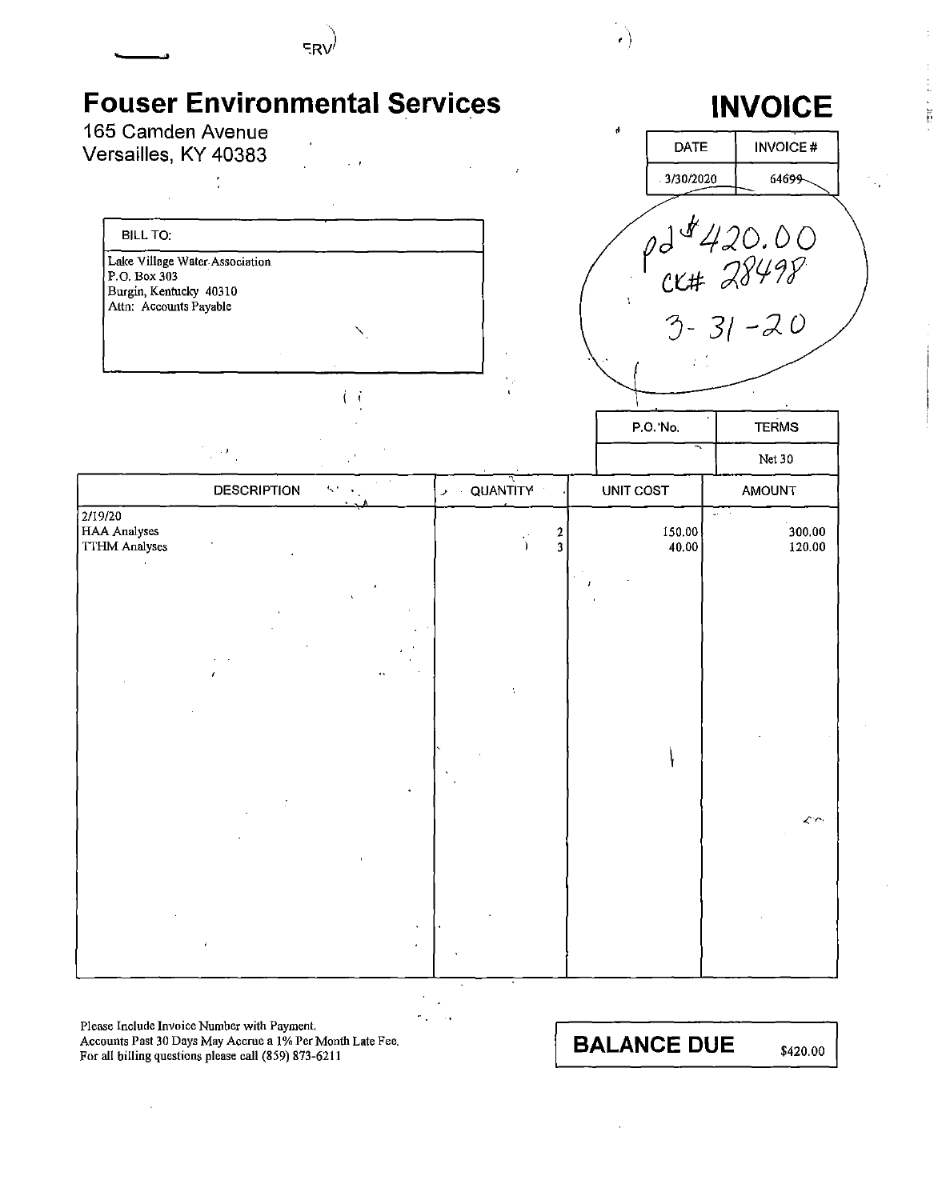# Fouser Environmental Services

165 Camden Avenue
Versailles, KY 40383

# INVOICE

| DATE | INVOICE # |
|---|---|
| 3/30/2020 | 64699 |

pd $420.00
CK# 28498
3-31-20

| BILL TO: |
|---|
| Lake Village Water Association<br>P.O. Box 303<br>Burgin, Kentucky 40310<br>Attn: Accounts Payable |

| P.O. No. | TERMS |
|---|---|
| | Net 30 |

| DESCRIPTION | QUANTITY | UNIT COST | AMOUNT |
|---|---|---|---|
| 2/19/20 | | | |
| HAA Analyses | 2 | 150.00 | 300.00 |
| TTHM Analyses | 3 | 40.00 | 120.00 |

Please Include Invoice Number with Payment.
Accounts Past 30 Days May Accrue a 1% Per Month Late Fee.
For all billing questions please call (859) 873-6211

**BALANCE DUE** $420.00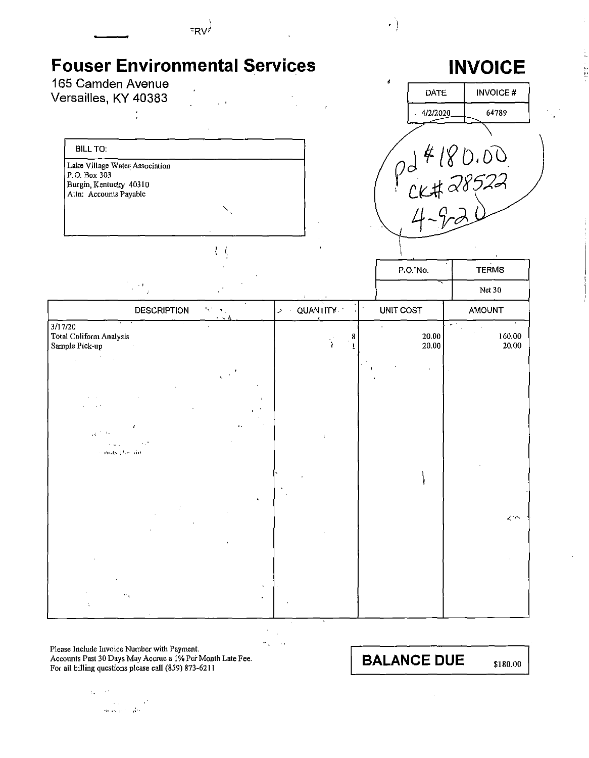# Fouser Environmental Services

165 Camden Avenue
Versailles, KY 40383

# INVOICE

| DATE | INVOICE # |
|---|---|
| 4/2/2020 | 64789 |

pd $180.00
CK# 28522
4-9-20

| BILL TO: |
|---|
| Lake Village Water Association<br>P.O. Box 303<br>Burgin, Kentucky 40310<br>Attn: Accounts Payable |

| P.O. No. | TERMS |
|---|---|
| | Net 30 |

| DESCRIPTION | QUANTITY | UNIT COST | AMOUNT |
|---|---|---|---|
| 3/17/20 | | | |
| Total Coliform Analysis | 8 | 20.00 | 160.00 |
| Sample Pick-up | 1 | 20.00 | 20.00 |

Please Include Invoice Number with Payment.
Accounts Past 30 Days May Accrue a 1% Per Month Late Fee.
For all billing questions please call (859) 873-6211

**BALANCE DUE** $180.00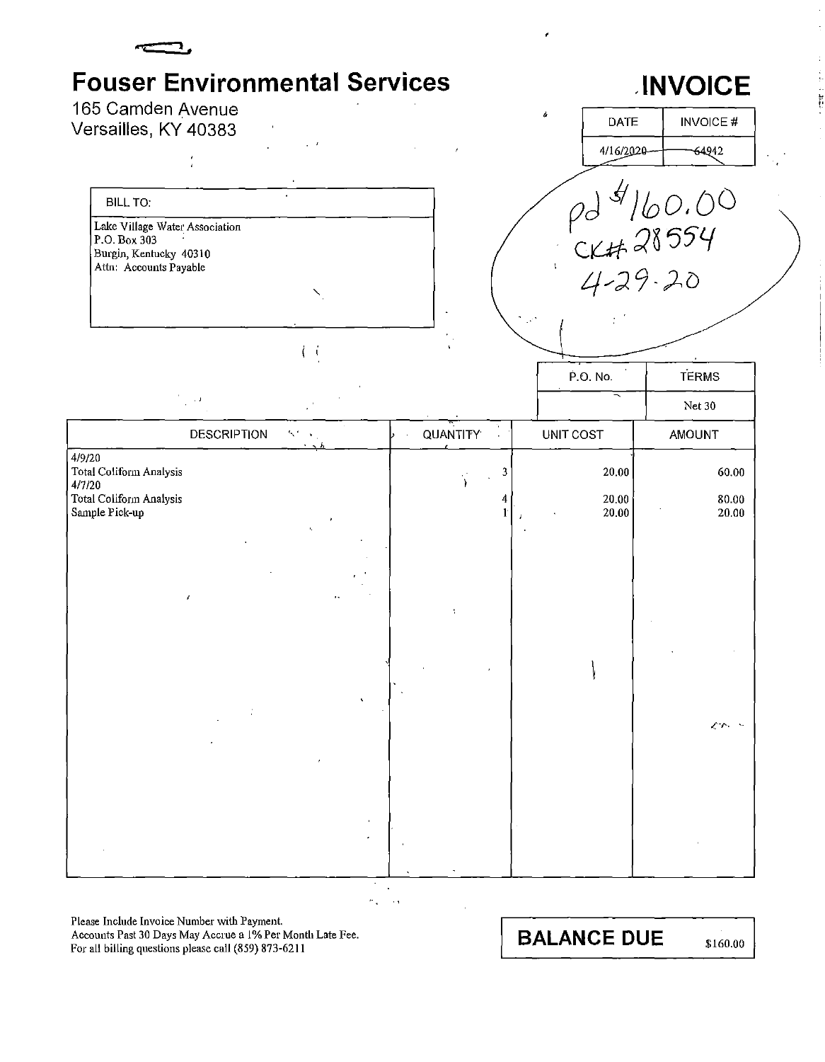# Fouser Environmental Services

165 Camden Avenue
Versailles, KY 40383

# INVOICE

| DATE | INVOICE # |
|---|---|
| 4/16/2020 | 64942 |

Pd $160.00
CK# 28554
4-29-20

| BILL TO: |
|---|
| Lake Village Water Association<br>P.O. Box 303<br>Burgin, Kentucky 40310<br>Attn: Accounts Payable |

| P.O. No. | TERMS |
|---|---|
| | Net 30 |

| DESCRIPTION | QUANTITY | UNIT COST | AMOUNT |
|---|---|---|---|
| 4/9/20 | | | |
| Total Coliform Analysis | 3 | 20.00 | 60.00 |
| 4/7/20 | | | |
| Total Coliform Analysis | 4 | 20.00 | 80.00 |
| Sample Pick-up | 1 | 20.00 | 20.00 |

Please Include Invoice Number with Payment.
Accounts Past 30 Days May Accrue a 1% Per Month Late Fee.
For all billing questions please call (859) 873-6211

**BALANCE DUE** $160.00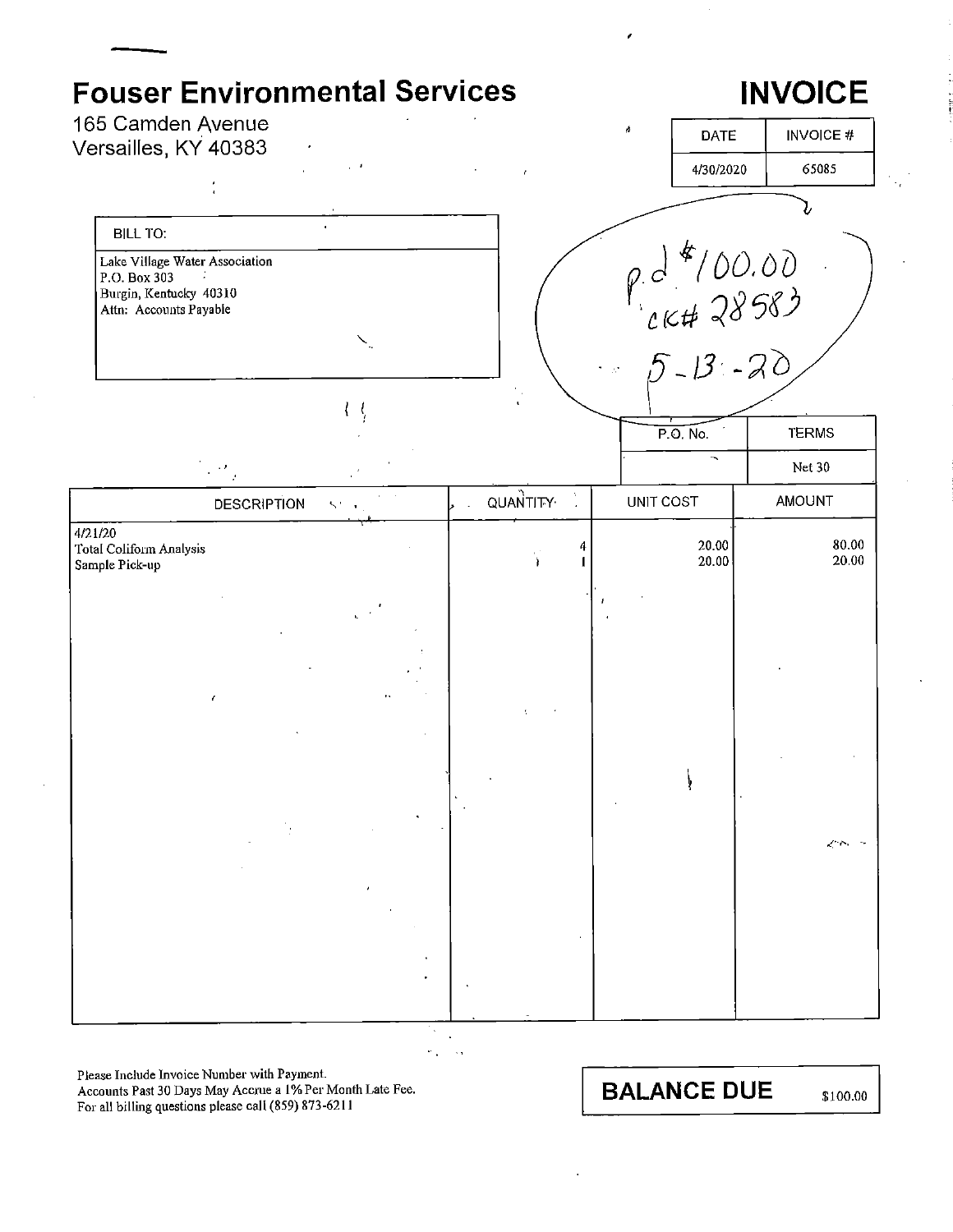# Fouser Environmental Services

165 Camden Avenue
Versailles, KY 40383

# INVOICE

| DATE | INVOICE # |
| --- | --- |
| 4/30/2020 | 65085 |

| BILL TO: |
| --- |
| Lake Village Water Association<br>P.O. Box 303<br>Burgin, Kentucky 40310<br>Attn: Accounts Payable |

pd $100.00
ck# 28583
5-13-20

| P.O. No. | TERMS |
| --- | --- |
| | Net 30 |

| DESCRIPTION | QUANTITY | UNIT COST | AMOUNT |
| --- | --- | --- | --- |
| 4/21/20 | | | |
| Total Coliform Analysis | 4 | 20.00 | 80.00 |
| Sample Pick-up | 1 | 20.00 | 20.00 |

Please Include Invoice Number with Payment.
Accounts Past 30 Days May Accrue a 1% Per Month Late Fee.
For all billing questions please call (859) 873-6211

**BALANCE DUE** $100.00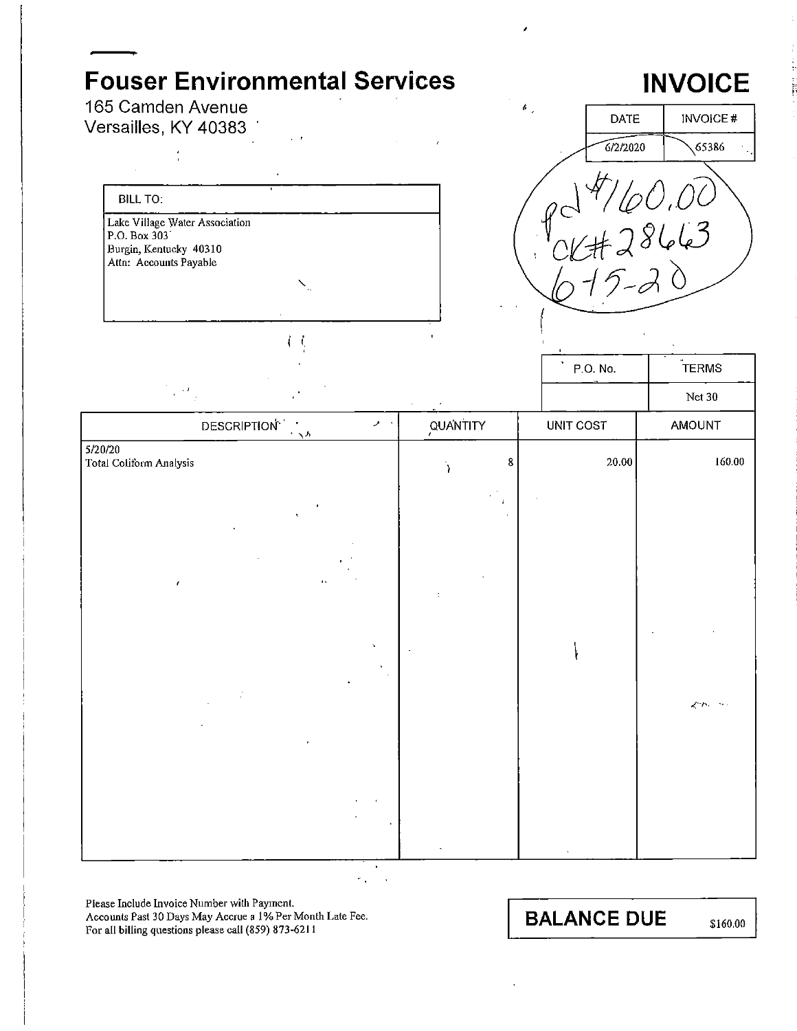# Fouser Environmental Services

165 Camden Avenue
Versailles, KY 40383

# INVOICE

| DATE | INVOICE # |
|---|---|
| 6/2/2020 | 65386 |

pd #160.00
ck#28663
6-15-20

| BILL TO: |
|---|
| Lake Village Water Association<br>P.O. Box 303<br>Burgin, Kentucky 40310<br>Attn: Accounts Payable |

| P.O. No. | TERMS |
|---|---|
| | Net 30 |

| DESCRIPTION | QUANTITY | UNIT COST | AMOUNT |
|---|---|---|---|
| 5/20/20<br>Total Coliform Analysis | 8 | 20.00 | 160.00 |

Please Include Invoice Number with Payment.
Accounts Past 30 Days May Accrue a 1% Per Month Late Fee.
For all billing questions please call (859) 873-6211

**BALANCE DUE** $160.00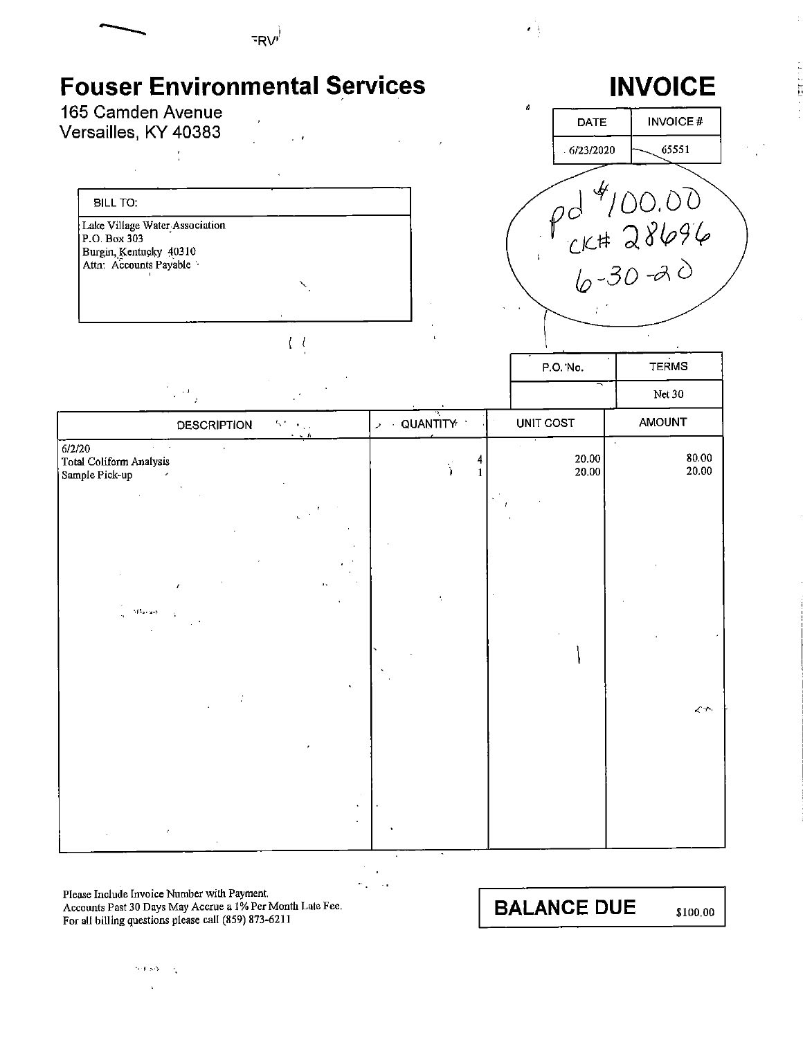# Fouser Environmental Services

165 Camden Avenue
Versailles, KY 40383

# INVOICE

| DATE | INVOICE # |
|---|---|
| 6/23/2020 | 65551 |

pd $100.00
CK# 28696
6-30-20

**BILL TO:**

Lake Village Water Association
P.O. Box 303
Burgin, Kentucky 40310
Attn: Accounts Payable

| P.O. No. | TERMS |
|---|---|
| | Net 30 |

| DESCRIPTION | QUANTITY | UNIT COST | AMOUNT |
|---|---|---|---|
| 6/2/20 | | | |
| Total Coliform Analysis | 4 | 20.00 | 80.00 |
| Sample Pick-up | 1 | 20.00 | 20.00 |

Please Include Invoice Number with Payment.
Accounts Past 30 Days May Accrue a 1% Per Month Late Fee.
For all billing questions please call (859) 873-6211

**BALANCE DUE** $100.00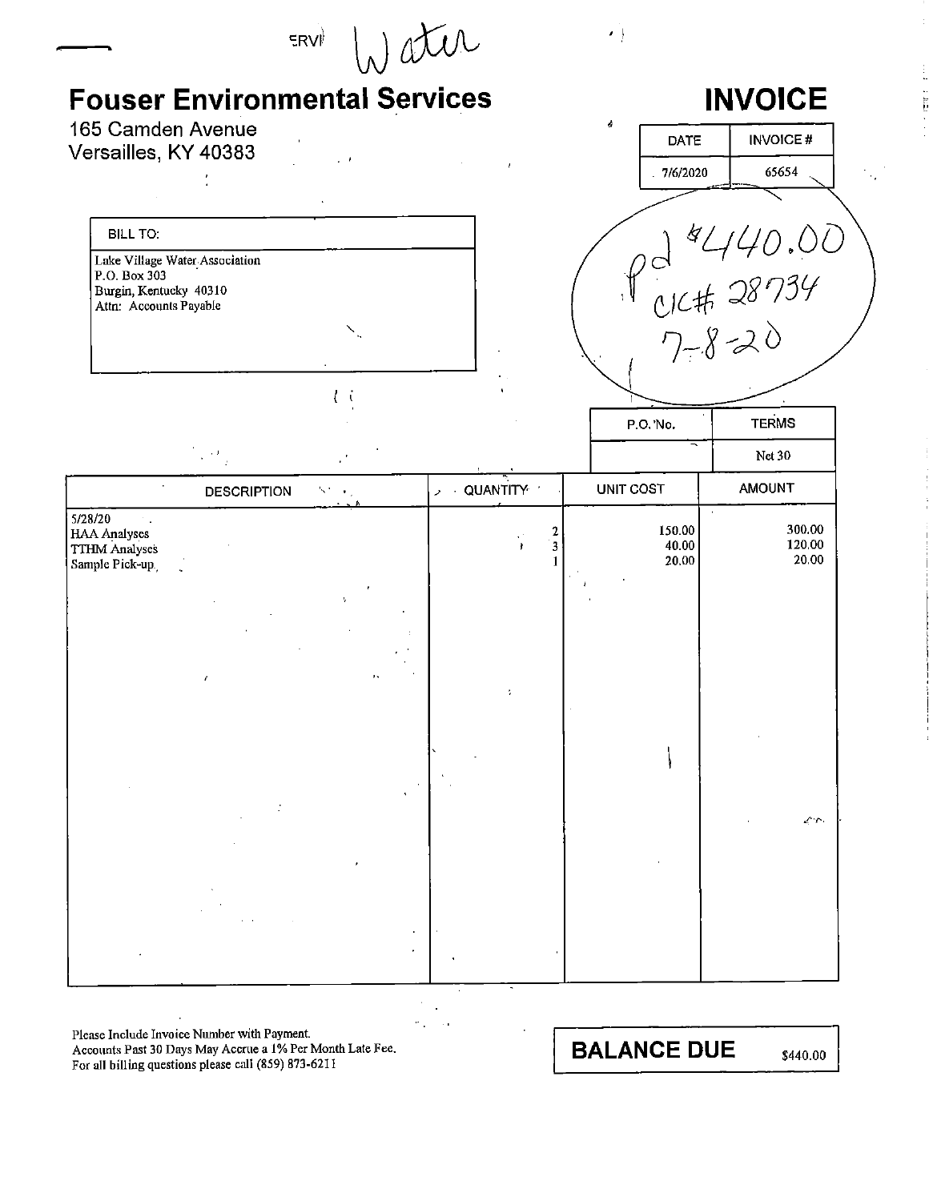Water

# Fouser Environmental Services

165 Camden Avenue
Versailles, KY 40383

# INVOICE

| DATE | INVOICE # |
|---|---|
| 7/6/2020 | 65654 |

pd $440.00
c/c# 28734
7-8-20

| BILL TO: |
|---|
| Lake Village Water Association<br>P.O. Box 303<br>Burgin, Kentucky 40310<br>Attn: Accounts Payable |

| P.O. No. | TERMS |
|---|---|
| | Net 30 |

| DESCRIPTION | QUANTITY | UNIT COST | AMOUNT |
|---|---|---|---|
| 5/28/20 | | | |
| HAA Analyses | 2 | 150.00 | 300.00 |
| TTHM Analyses | 3 | 40.00 | 120.00 |
| Sample Pick-up | 1 | 20.00 | 20.00 |

Please Include Invoice Number with Payment.
Accounts Past 30 Days May Accrue a 1% Per Month Late Fee.
For all billing questions please call (859) 873-6211

**BALANCE DUE** $440.00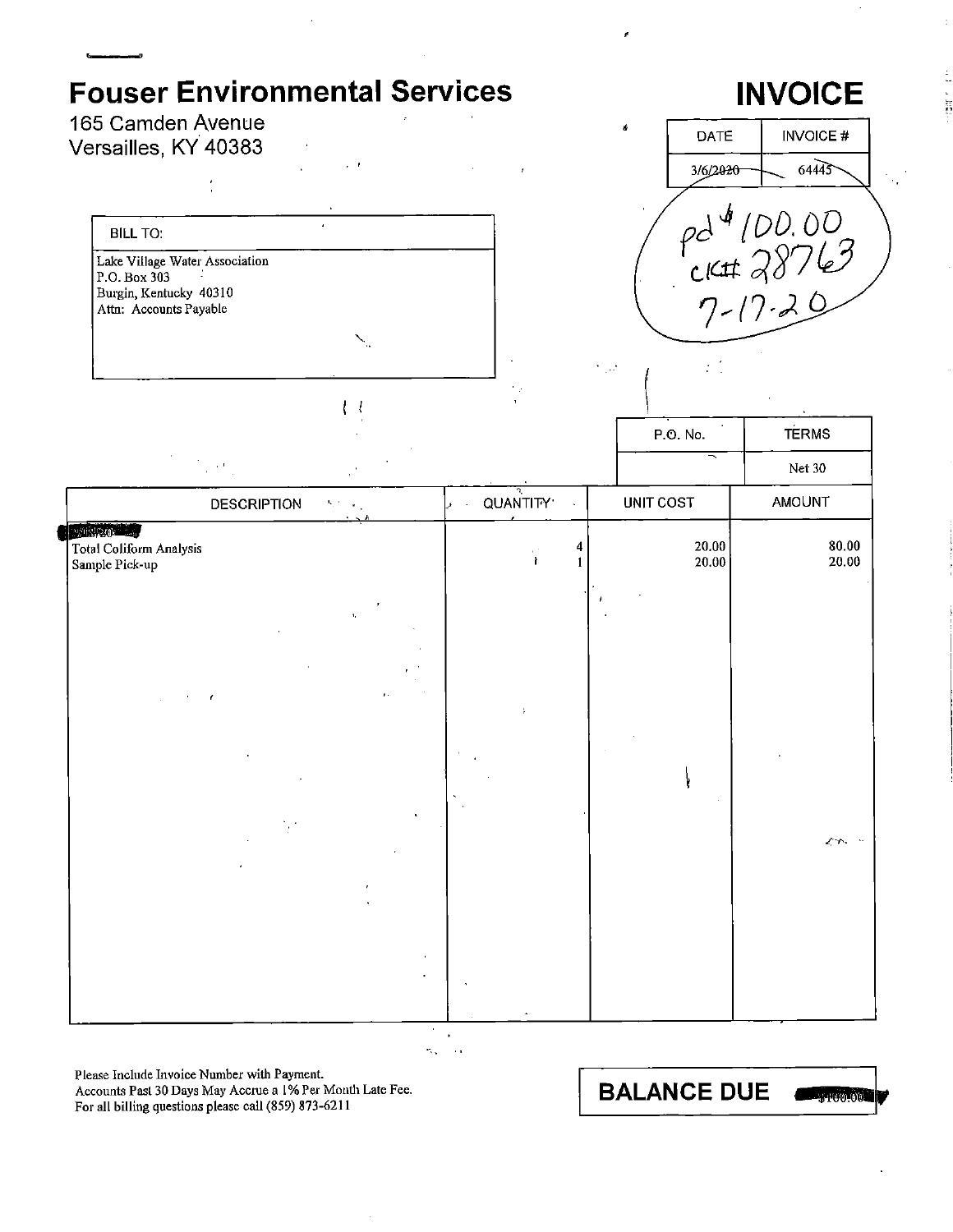# Fouser Environmental Services

165 Camden Avenue
Versailles, KY 40383

# INVOICE

| DATE | INVOICE # |
| --- | --- |
| 3/6/2020 | 64445 |

pd $100.00
ck# 28763
7-17-20

| BILL TO: |
| --- |
| Lake Village Water Association<br>P.O. Box 303<br>Burgin, Kentucky 40310<br>Attn: Accounts Payable |

| P.O. No. | TERMS |
| --- | --- |
| | Net 30 |

| DESCRIPTION | QUANTITY | UNIT COST | AMOUNT |
| --- | --- | --- | --- |
| ~~~~/20 | | | |
| Total Coliform Analysis | 4 | 20.00 | 80.00 |
| Sample Pick-up | 1 | 20.00 | 20.00 |

Please Include Invoice Number with Payment.
Accounts Past 30 Days May Accrue a 1% Per Month Late Fee.
For all billing questions please call (859) 873-6211

**BALANCE DUE** $100.00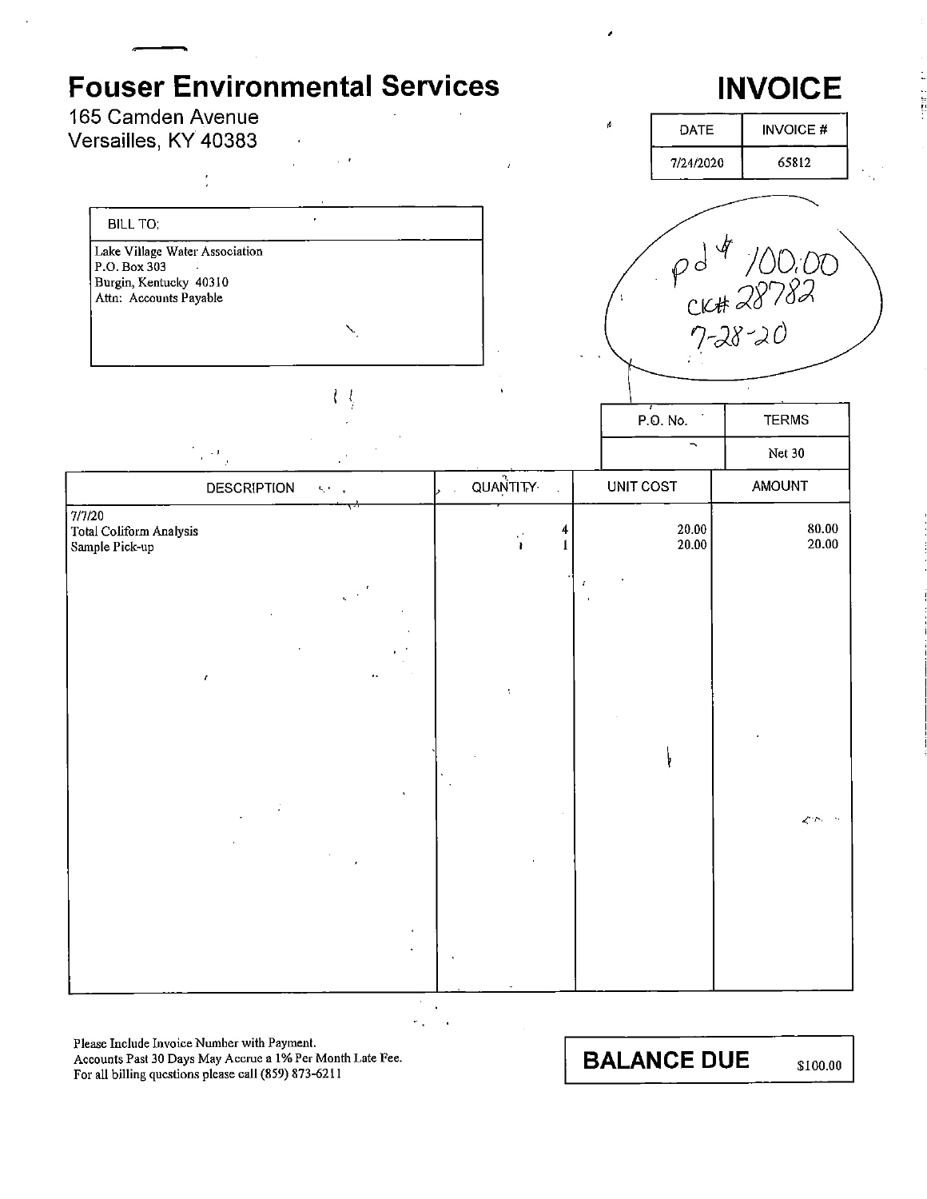# Fouser Environmental Services

165 Camden Avenue
Versailles, KY 40383

# INVOICE

| DATE | INVOICE # |
|---|---|
| 7/24/2020 | 65812 |

| BILL TO: |
|---|
| Lake Village Water Association<br>P.O. Box 303<br>Burgin, Kentucky 40310<br>Attn: Accounts Payable |

pd $100.00
CK# 28782
7-28-20

| P.O. No. | TERMS |
|---|---|
| | Net 30 |

| DESCRIPTION | QUANTITY | UNIT COST | AMOUNT |
|---|---|---|---|
| 7/7/20 | | | |
| Total Coliform Analysis | 4 | 20.00 | 80.00 |
| Sample Pick-up | 1 | 20.00 | 20.00 |

Please Include Invoice Number with Payment.
Accounts Past 30 Days May Accrue a 1% Per Month Late Fee.
For all billing questions please call (859) 873-6211

**BALANCE DUE** $100.00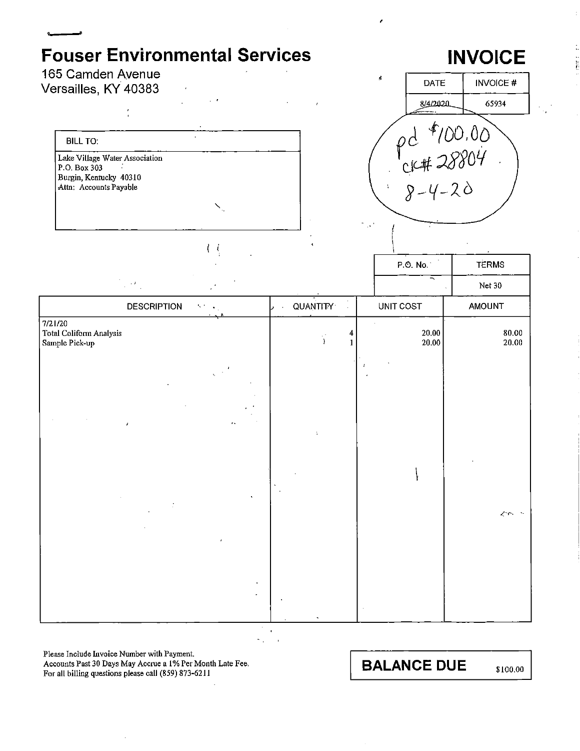# Fouser Environmental Services

165 Camden Avenue
Versailles, KY 40383

# INVOICE

| DATE | INVOICE # |
|---|---|
| 8/4/2020 | 65934 |

pd $100.00
ck# 28804
8-4-20

**BILL TO:**

Lake Village Water Association
P.O. Box 303
Burgin, Kentucky 40310
Attn: Accounts Payable

| P.O. No. | TERMS |
|---|---|
| | Net 30 |

| DESCRIPTION | QUANTITY | UNIT COST | AMOUNT |
|---|---|---|---|
| 7/21/20 | | | |
| Total Coliform Analysis | 4 | 20.00 | 80.00 |
| Sample Pick-up | 1 | 20.00 | 20.00 |

Please Include Invoice Number with Payment.
Accounts Past 30 Days May Accrue a 1% Per Month Late Fee.
For all billing questions please call (859) 873-6211

**BALANCE DUE** $100.00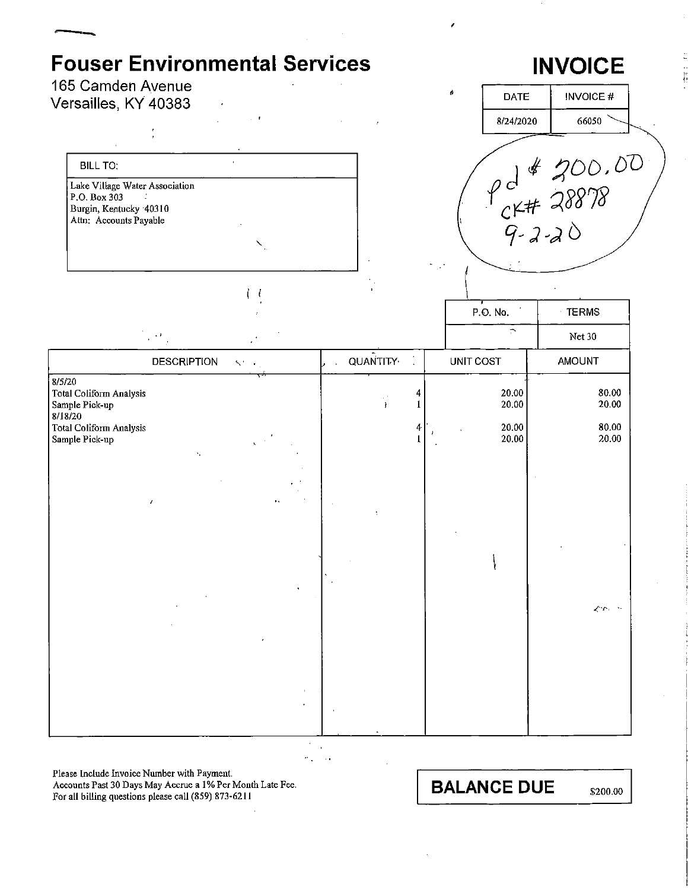# Fouser Environmental Services

165 Camden Avenue
Versailles, KY 40383

# INVOICE

| DATE | INVOICE # |
|---|---|
| 8/24/2020 | 66050 |

pd $ 200.00
CK# 28878
9-2-20

| BILL TO: |
|---|
| Lake Village Water Association<br>P.O. Box 303<br>Burgin, Kentucky 40310<br>Attn: Accounts Payable |

| P.O. No. | TERMS |
|---|---|
| | Net 30 |

| DESCRIPTION | QUANTITY | UNIT COST | AMOUNT |
|---|---|---|---|
| 8/5/20 | | | |
| Total Coliform Analysis | 4 | 20.00 | 80.00 |
| Sample Pick-up | 1 | 20.00 | 20.00 |
| 8/18/20 | | | |
| Total Coliform Analysis | 4 | 20.00 | 80.00 |
| Sample Pick-up | 1 | 20.00 | 20.00 |

Please Include Invoice Number with Payment.
Accounts Past 30 Days May Accrue a 1% Per Month Late Fee.
For all billing questions please call (859) 873-6211

**BALANCE DUE** $200.00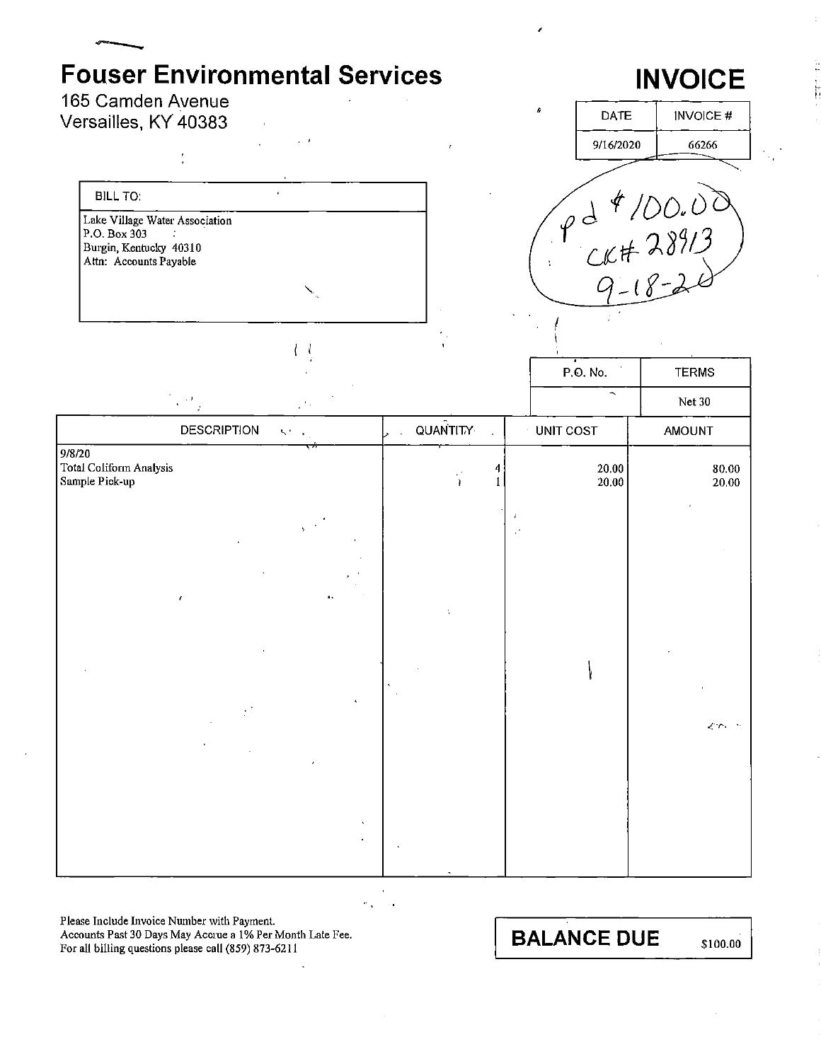# Fouser Environmental Services

165 Camden Avenue
Versailles, KY 40383

# INVOICE

| DATE | INVOICE # |
|---|---|
| 9/16/2020 | 66266 |

pd $100.00
ck# 28913
9-18-20

| BILL TO: |
|---|
| Lake Village Water Association<br>P.O. Box 303<br>Burgin, Kentucky 40310<br>Attn: Accounts Payable |

| P.O. No. | TERMS |
|---|---|
| | Net 30 |

| DESCRIPTION | QUANTITY | UNIT COST | AMOUNT |
|---|---|---|---|
| 9/8/20 | | | |
| Total Coliform Analysis | 4 | 20.00 | 80.00 |
| Sample Pick-up | 1 | 20.00 | 20.00 |

Please Include Invoice Number with Payment.
Accounts Past 30 Days May Accrue a 1% Per Month Late Fee.
For all billing questions please call (859) 873-6211

**BALANCE DUE** $100.00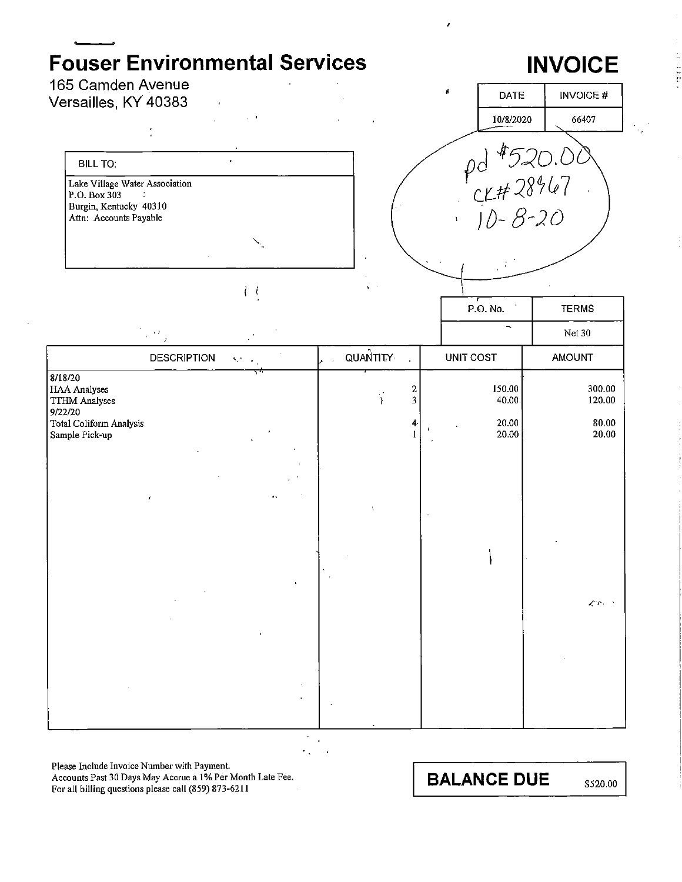# Fouser Environmental Services

165 Camden Avenue
Versailles, KY 40383

# INVOICE

| DATE | INVOICE # |
|---|---|
| 10/8/2020 | 66407 |

pd $520.00
CK# 28467
10-8-20

**BILL TO:**

Lake Village Water Association
P.O. Box 303
Burgin, Kentucky 40310
Attn: Accounts Payable

| P.O. No. | TERMS |
|---|---|
| | Net 30 |

| DESCRIPTION | QUANTITY | UNIT COST | AMOUNT |
|---|---|---|---|
| 8/18/20 | | | |
| HAA Analyses | 2 | 150.00 | 300.00 |
| TTHM Analyses | 3 | 40.00 | 120.00 |
| 9/22/20 | | | |
| Total Coliform Analysis | 4 | 20.00 | 80.00 |
| Sample Pick-up | 1 | 20.00 | 20.00 |

Please Include Invoice Number with Payment.
Accounts Past 30 Days May Accrue a 1% Per Month Late Fee.
For all billing questions please call (859) 873-6211

**BALANCE DUE** $520.00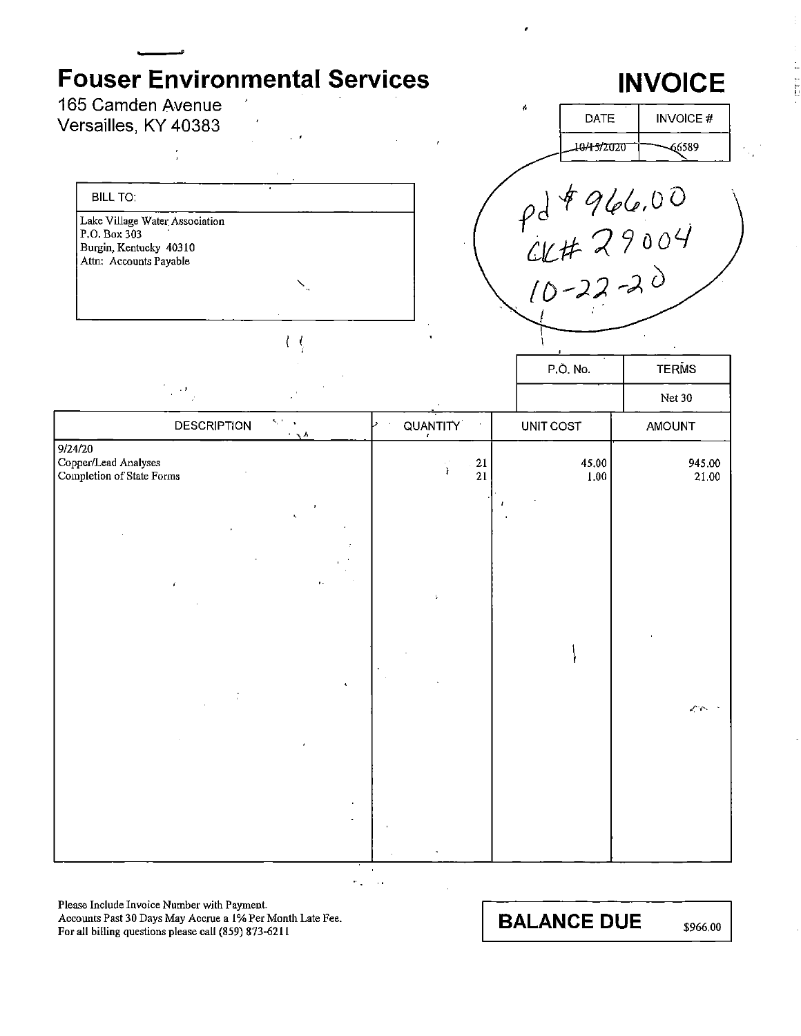# Fouser Environmental Services

165 Camden Avenue
Versailles, KY 40383

# INVOICE

| DATE | INVOICE # |
|---|---|
| 10/15/2020 | 66589 |

pd $966.00
CK# 29004
10-22-20

| BILL TO: |
|---|
| Lake Village Water Association<br>P.O. Box 303<br>Burgin, Kentucky 40310<br>Attn: Accounts Payable |

| P.O. No. | TERMS |
|---|---|
| | Net 30 |

| DESCRIPTION | QUANTITY | UNIT COST | AMOUNT |
|---|---|---|---|
| 9/24/20 | | | |
| Copper/Lead Analyses | 21 | 45.00 | 945.00 |
| Completion of State Forms | 21 | 1.00 | 21.00 |

Please Include Invoice Number with Payment.
Accounts Past 30 Days May Accrue a 1% Per Month Late Fee.
For all billing questions please call (859) 873-6211

**BALANCE DUE** $966.00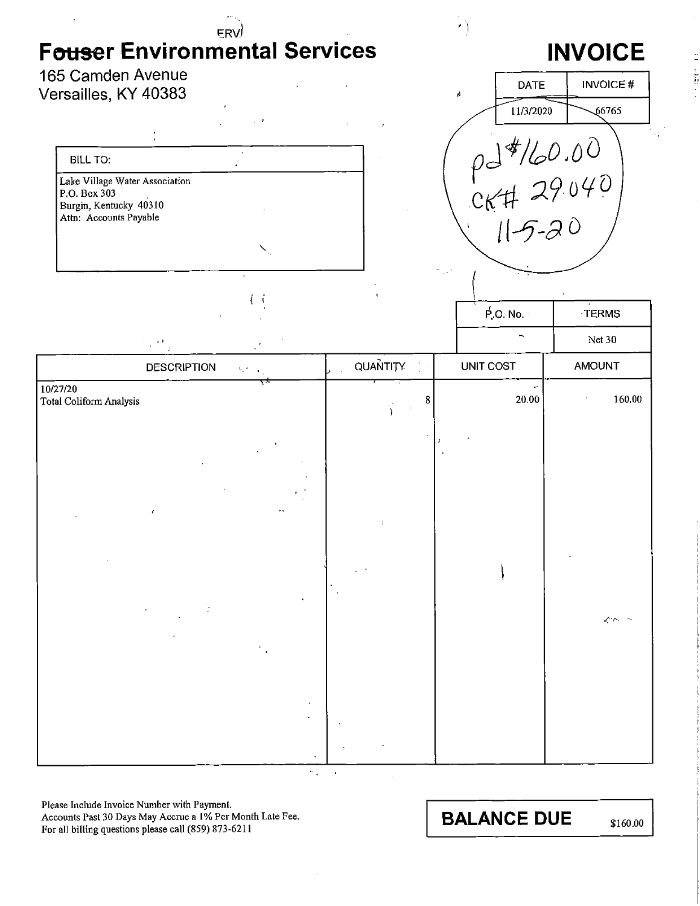# Fouser Environmental Services

165 Camden Avenue
Versailles, KY 40383

# INVOICE

| DATE | INVOICE # |
|---|---|
| 11/3/2020 | 66765 |

pd $160.00
CK# 29040
11-5-20

| BILL TO: |
|---|
| Lake Village Water Association<br>P.O. Box 303<br>Burgin, Kentucky 40310<br>Attn: Accounts Payable |

| P.O. No. | TERMS |
|---|---|
| | Net 30 |

| DESCRIPTION | QUANTITY | UNIT COST | AMOUNT |
|---|---|---|---|
| 10/27/20<br>Total Coliform Analysis | 8 | 20.00 | 160.00 |

Please Include Invoice Number with Payment.
Accounts Past 30 Days May Accrue a 1% Per Month Late Fee.
For all billing questions please call (859) 873-6211

**BALANCE DUE** $160.00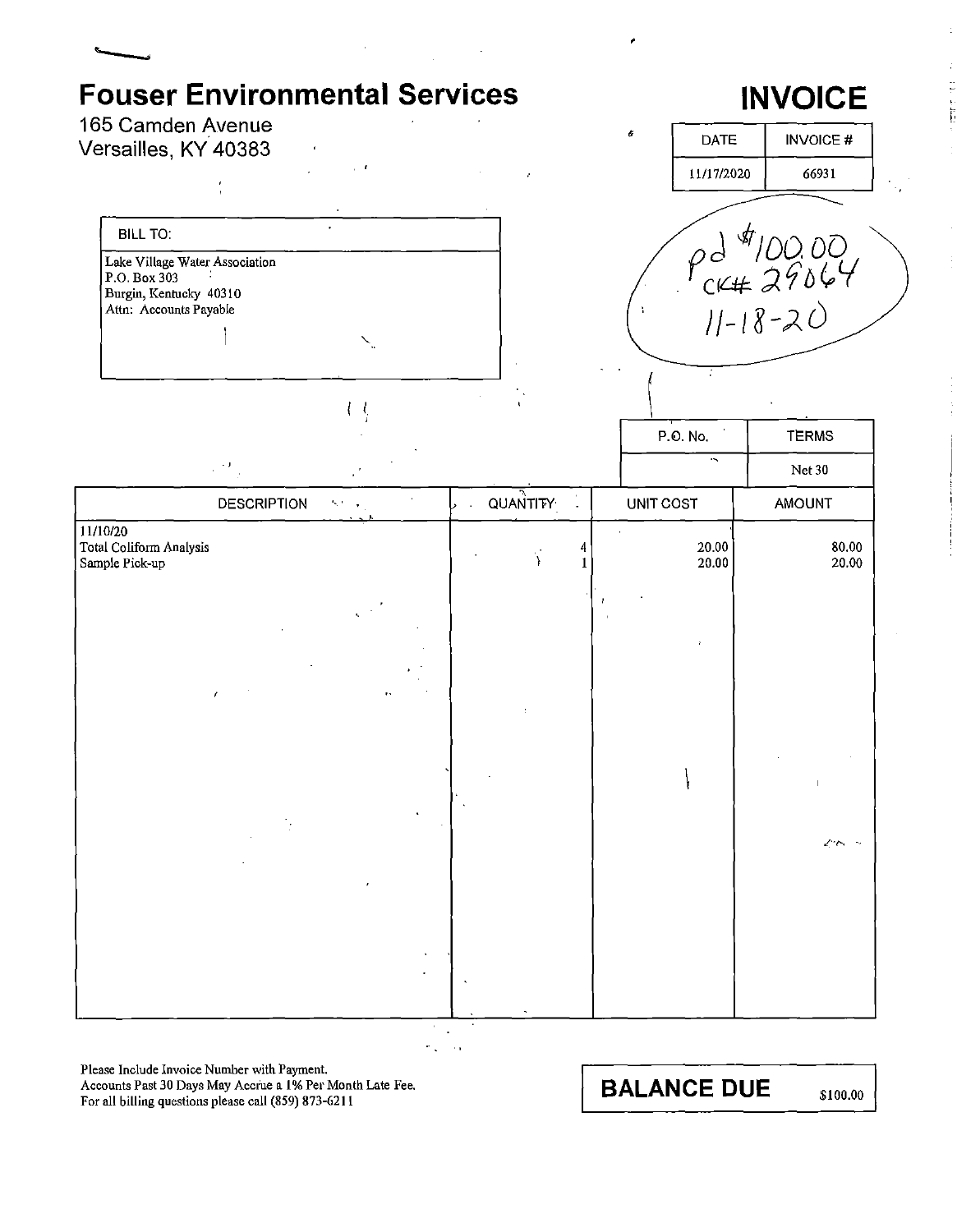# Fouser Environmental Services

165 Camden Avenue
Versailles, KY 40383

# INVOICE

| DATE | INVOICE # |
|---|---|
| 11/17/2020 | 66931 |

| BILL TO: |
|---|
| Lake Village Water Association<br>P.O. Box 303<br>Burgin, Kentucky 40310<br>Attn: Accounts Payable |

pd $100.00
CK# 29064
11-18-20

| P.O. No. | TERMS |
|---|---|
| | Net 30 |

| DESCRIPTION | QUANTITY | UNIT COST | AMOUNT |
|---|---|---|---|
| 11/10/20 | | | |
| Total Coliform Analysis | 4 | 20.00 | 80.00 |
| Sample Pick-up | 1 | 20.00 | 20.00 |

Please Include Invoice Number with Payment.
Accounts Past 30 Days May Accrue a 1% Per Month Late Fee.
For all billing questions please call (859) 873-6211

**BALANCE DUE** $100.00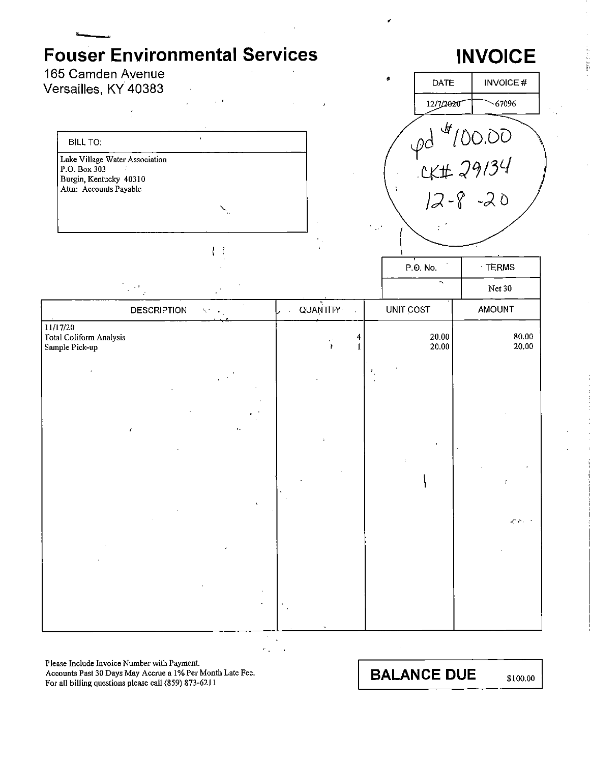# Fouser Environmental Services

165 Camden Avenue
Versailles, KY 40383

# INVOICE

| DATE | INVOICE # |
|---|---|
| 12/7/2020 | 67096 |

pd $100.00
CK# 29134
12-8-20

**BILL TO:**

Lake Village Water Association
P.O. Box 303
Burgin, Kentucky 40310
Attn: Accounts Payable

| P.O. No. | TERMS |
|---|---|
| | Net 30 |

| DESCRIPTION | QUANTITY | UNIT COST | AMOUNT |
|---|---|---|---|
| 11/17/20 | | | |
| Total Coliform Analysis | 4 | 20.00 | 80.00 |
| Sample Pick-up | 1 | 20.00 | 20.00 |

Please Include Invoice Number with Payment.
Accounts Past 30 Days May Accrue a 1% Per Month Late Fee.
For all billing questions please call (859) 873-6211

**BALANCE DUE** $100.00